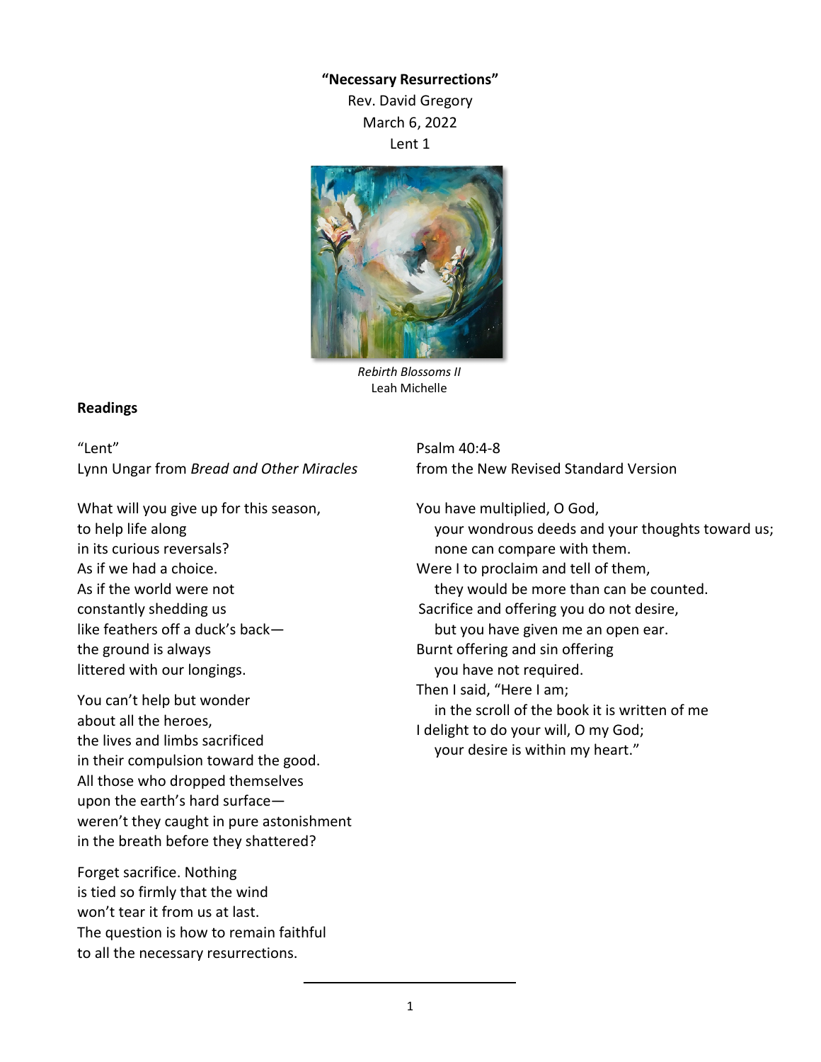**"Necessary Resurrections"**

Rev. David Gregory

March 6, 2022

Lent 1

*Rebirth Blossoms II*
Leah Michelle

**Readings**

"Lent"
Lynn Ungar from *Bread and Other Miracles*

What will you give up for this season,
to help life along
in its curious reversals?
As if we had a choice.
As if the world were not
constantly shedding us
like feathers off a duck's back—
the ground is always
littered with our longings.

You can't help but wonder
about all the heroes,
the lives and limbs sacrificed
in their compulsion toward the good.
All those who dropped themselves
upon the earth's hard surface—
weren't they caught in pure astonishment
in the breath before they shattered?

Forget sacrifice. Nothing
is tied so firmly that the wind
won't tear it from us at last.
The question is how to remain faithful
to all the necessary resurrections.

Psalm 40:4-8
from the New Revised Standard Version

You have multiplied, O God,
 your wondrous deeds and your thoughts toward us;
 none can compare with them.
Were I to proclaim and tell of them,
 they would be more than can be counted.
Sacrifice and offering you do not desire,
 but you have given me an open ear.
Burnt offering and sin offering
 you have not required.
Then I said, "Here I am;
 in the scroll of the book it is written of me
I delight to do your will, O my God;
 your desire is within my heart."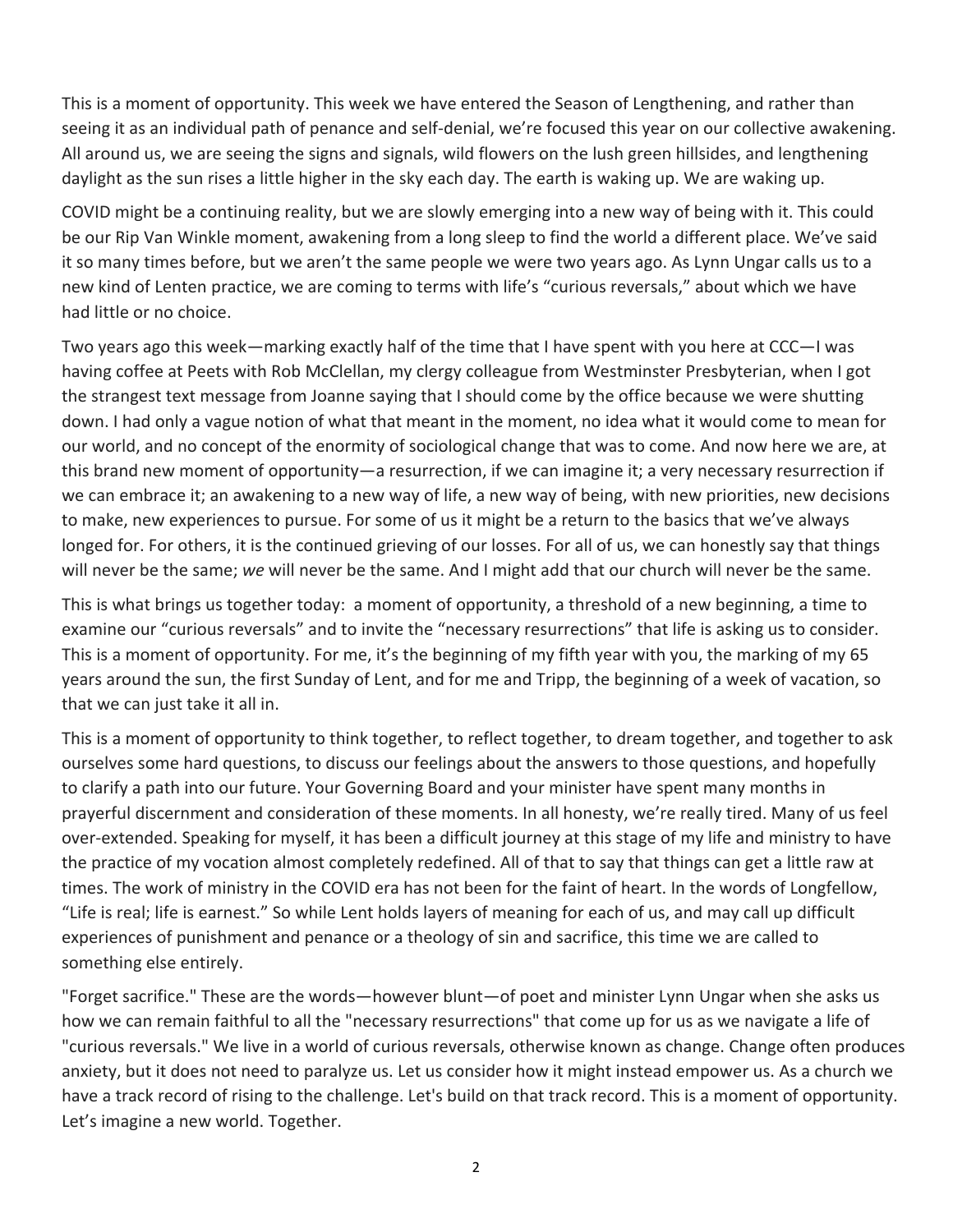This is a moment of opportunity. This week we have entered the Season of Lengthening, and rather than seeing it as an individual path of penance and self-denial, we're focused this year on our collective awakening. All around us, we are seeing the signs and signals, wild flowers on the lush green hillsides, and lengthening daylight as the sun rises a little higher in the sky each day. The earth is waking up. We are waking up.

COVID might be a continuing reality, but we are slowly emerging into a new way of being with it. This could be our Rip Van Winkle moment, awakening from a long sleep to find the world a different place. We've said it so many times before, but we aren't the same people we were two years ago. As Lynn Ungar calls us to a new kind of Lenten practice, we are coming to terms with life's "curious reversals," about which we have had little or no choice.

Two years ago this week—marking exactly half of the time that I have spent with you here at CCC—I was having coffee at Peets with Rob McClellan, my clergy colleague from Westminster Presbyterian, when I got the strangest text message from Joanne saying that I should come by the office because we were shutting down. I had only a vague notion of what that meant in the moment, no idea what it would come to mean for our world, and no concept of the enormity of sociological change that was to come. And now here we are, at this brand new moment of opportunity—a resurrection, if we can imagine it; a very necessary resurrection if we can embrace it; an awakening to a new way of life, a new way of being, with new priorities, new decisions to make, new experiences to pursue. For some of us it might be a return to the basics that we've always longed for. For others, it is the continued grieving of our losses. For all of us, we can honestly say that things will never be the same; *we* will never be the same. And I might add that our church will never be the same.

This is what brings us together today: a moment of opportunity, a threshold of a new beginning, a time to examine our "curious reversals" and to invite the "necessary resurrections" that life is asking us to consider. This is a moment of opportunity. For me, it's the beginning of my fifth year with you, the marking of my 65 years around the sun, the first Sunday of Lent, and for me and Tripp, the beginning of a week of vacation, so that we can just take it all in.

This is a moment of opportunity to think together, to reflect together, to dream together, and together to ask ourselves some hard questions, to discuss our feelings about the answers to those questions, and hopefully to clarify a path into our future. Your Governing Board and your minister have spent many months in prayerful discernment and consideration of these moments. In all honesty, we're really tired. Many of us feel over-extended. Speaking for myself, it has been a difficult journey at this stage of my life and ministry to have the practice of my vocation almost completely redefined. All of that to say that things can get a little raw at times. The work of ministry in the COVID era has not been for the faint of heart. In the words of Longfellow, "Life is real; life is earnest." So while Lent holds layers of meaning for each of us, and may call up difficult experiences of punishment and penance or a theology of sin and sacrifice, this time we are called to something else entirely.

"Forget sacrifice." These are the words—however blunt—of poet and minister Lynn Ungar when she asks us how we can remain faithful to all the "necessary resurrections" that come up for us as we navigate a life of "curious reversals." We live in a world of curious reversals, otherwise known as change. Change often produces anxiety, but it does not need to paralyze us. Let us consider how it might instead empower us. As a church we have a track record of rising to the challenge. Let's build on that track record. This is a moment of opportunity. Let's imagine a new world. Together.